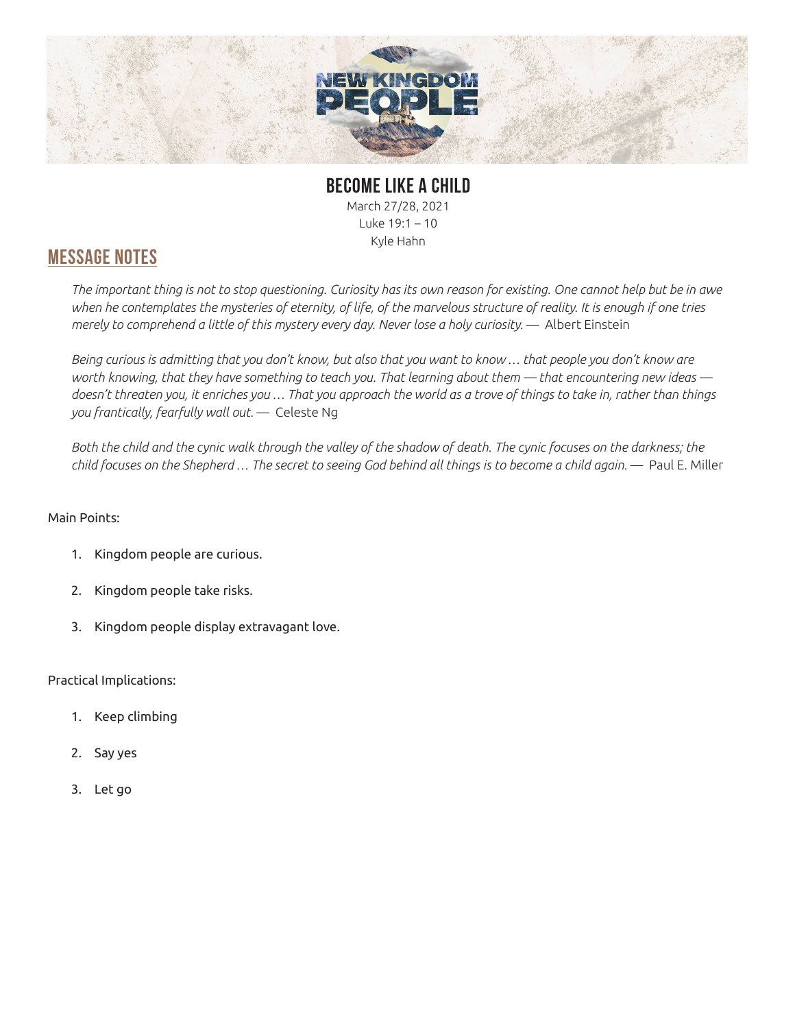# BECOME LIKE A CHILD

March 27/28, 2021
Luke 19:1 – 10
Kyle Hahn

## MESSAGE NOTES

*The important thing is not to stop questioning. Curiosity has its own reason for existing. One cannot help but be in awe when he contemplates the mysteries of eternity, of life, of the marvelous structure of reality. It is enough if one tries merely to comprehend a little of this mystery every day. Never lose a holy curiosity.* — Albert Einstein

*Being curious is admitting that you don't know, but also that you want to know … that people you don't know are worth knowing, that they have something to teach you. That learning about them — that encountering new ideas — doesn't threaten you, it enriches you … That you approach the world as a trove of things to take in, rather than things you frantically, fearfully wall out.* — Celeste Ng

*Both the child and the cynic walk through the valley of the shadow of death. The cynic focuses on the darkness; the child focuses on the Shepherd … The secret to seeing God behind all things is to become a child again.* — Paul E. Miller

Main Points:

1. Kingdom people are curious.
2. Kingdom people take risks.
3. Kingdom people display extravagant love.

Practical Implications:

1. Keep climbing
2. Say yes
3. Let go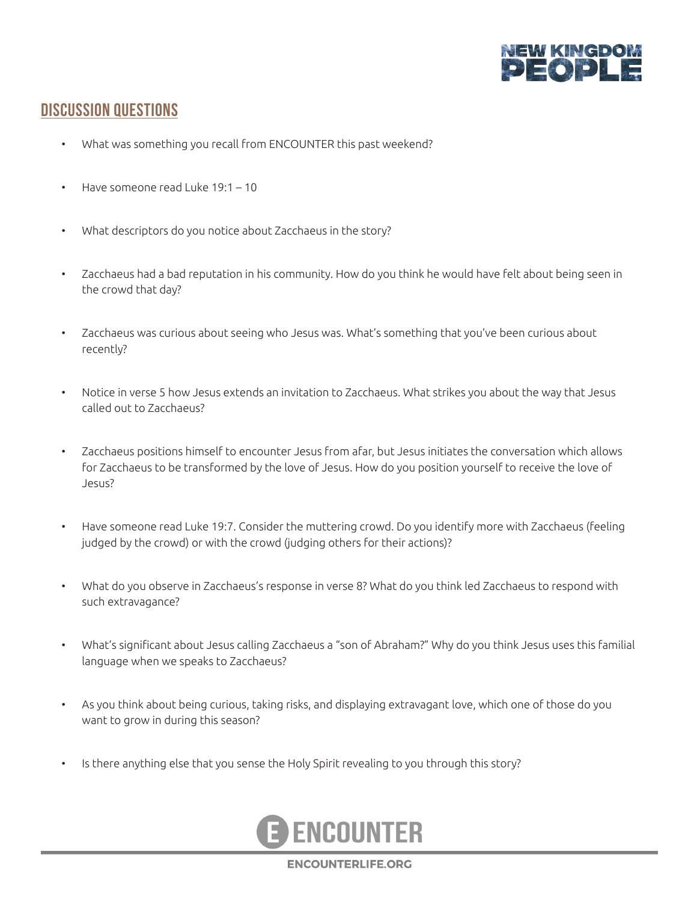## DISCUSSION QUESTIONS

- What was something you recall from ENCOUNTER this past weekend?
- Have someone read Luke 19:1 – 10
- What descriptors do you notice about Zacchaeus in the story?
- Zacchaeus had a bad reputation in his community. How do you think he would have felt about being seen in the crowd that day?
- Zacchaeus was curious about seeing who Jesus was. What's something that you've been curious about recently?
- Notice in verse 5 how Jesus extends an invitation to Zacchaeus. What strikes you about the way that Jesus called out to Zacchaeus?
- Zacchaeus positions himself to encounter Jesus from afar, but Jesus initiates the conversation which allows for Zacchaeus to be transformed by the love of Jesus. How do you position yourself to receive the love of Jesus?
- Have someone read Luke 19:7. Consider the muttering crowd. Do you identify more with Zacchaeus (feeling judged by the crowd) or with the crowd (judging others for their actions)?
- What do you observe in Zacchaeus's response in verse 8? What do you think led Zacchaeus to respond with such extravagance?
- What's significant about Jesus calling Zacchaeus a "son of Abraham?" Why do you think Jesus uses this familial language when we speaks to Zacchaeus?
- As you think about being curious, taking risks, and displaying extravagant love, which one of those do you want to grow in during this season?
- Is there anything else that you sense the Holy Spirit revealing to you through this story?